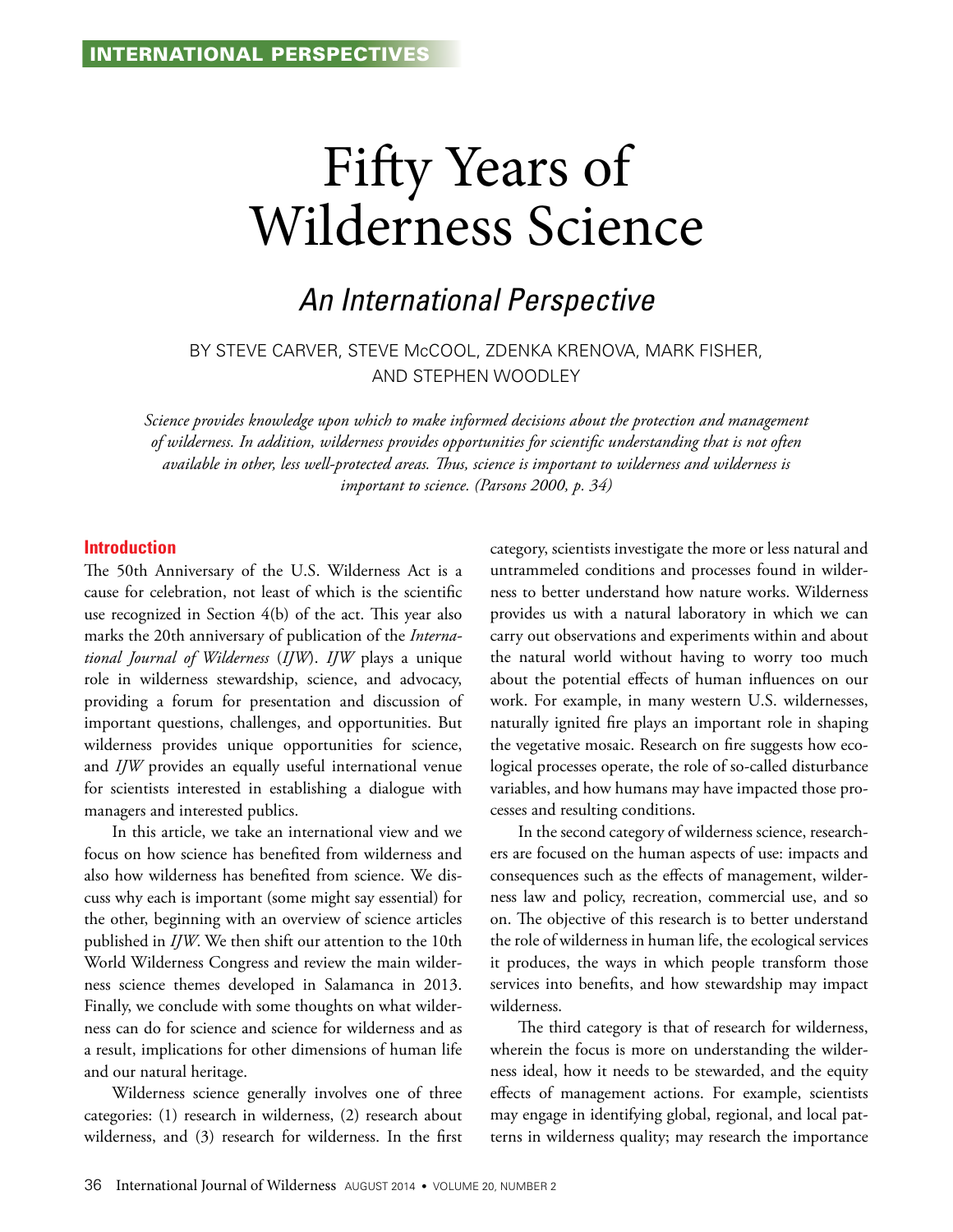INTERNATIONAL PERSPECTIVES

# Fifty Years of Wilderness Science

## An International Perspective

BY STEVE CARVER, STEVE McCOOL, ZDENKA KRENOVA, MARK FISHER, AND STEPHEN WOODLEY

*Science provides knowledge upon which to make informed decisions about the protection and management of wilderness. In addition, wilderness provides opportunities for scientific understanding that is not often available in other, less well-protected areas. Thus, science is important to wilderness and wilderness is important to science. (Parsons 2000, p. 34)*

### Introduction

The 50th Anniversary of the U.S. Wilderness Act is a cause for celebration, not least of which is the scientific use recognized in Section 4(b) of the act. This year also marks the 20th anniversary of publication of the *International Journal of Wilderness* (*IJW*). *IJW* plays a unique role in wilderness stewardship, science, and advocacy, providing a forum for presentation and discussion of important questions, challenges, and opportunities. But wilderness provides unique opportunities for science, and *IJW* provides an equally useful international venue for scientists interested in establishing a dialogue with managers and interested publics.

In this article, we take an international view and we focus on how science has benefited from wilderness and also how wilderness has benefited from science. We discuss why each is important (some might say essential) for the other, beginning with an overview of science articles published in *IJW*. We then shift our attention to the 10th World Wilderness Congress and review the main wilderness science themes developed in Salamanca in 2013. Finally, we conclude with some thoughts on what wilderness can do for science and science for wilderness and as a result, implications for other dimensions of human life and our natural heritage.

Wilderness science generally involves one of three categories: (1) research in wilderness, (2) research about wilderness, and (3) research for wilderness. In the first category, scientists investigate the more or less natural and untrammeled conditions and processes found in wilderness to better understand how nature works. Wilderness provides us with a natural laboratory in which we can carry out observations and experiments within and about the natural world without having to worry too much about the potential effects of human influences on our work. For example, in many western U.S. wildernesses, naturally ignited fire plays an important role in shaping the vegetative mosaic. Research on fire suggests how ecological processes operate, the role of so-called disturbance variables, and how humans may have impacted those processes and resulting conditions.

In the second category of wilderness science, researchers are focused on the human aspects of use: impacts and consequences such as the effects of management, wilderness law and policy, recreation, commercial use, and so on. The objective of this research is to better understand the role of wilderness in human life, the ecological services it produces, the ways in which people transform those services into benefits, and how stewardship may impact wilderness.

The third category is that of research for wilderness, wherein the focus is more on understanding the wilderness ideal, how it needs to be stewarded, and the equity effects of management actions. For example, scientists may engage in identifying global, regional, and local patterns in wilderness quality; may research the importance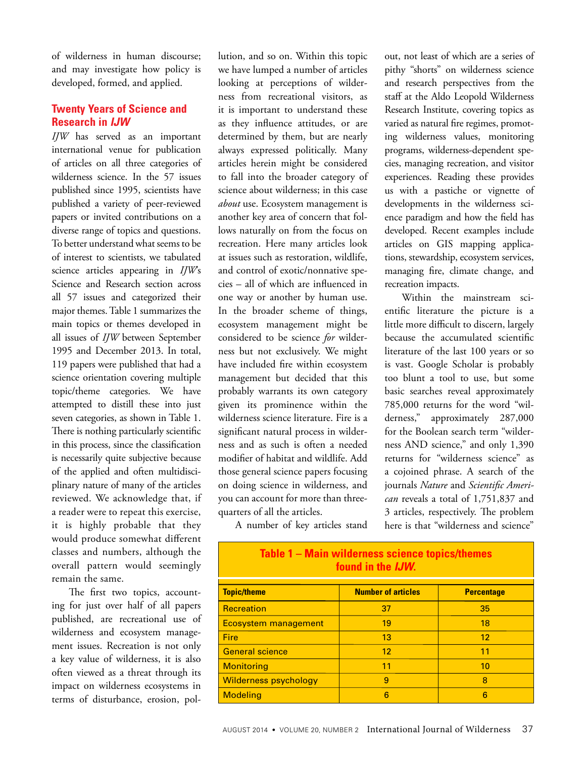of wilderness in human discourse; and may investigate how policy is developed, formed, and applied.

## Twenty Years of Science and Research in *IJW*

*IJW* has served as an important international venue for publication of articles on all three categories of wilderness science. In the 57 issues published since 1995, scientists have published a variety of peer-reviewed papers or invited contributions on a diverse range of topics and questions. To better understand what seems to be of interest to scientists, we tabulated science articles appearing in *IJW*'s Science and Research section across all 57 issues and categorized their major themes. Table 1 summarizes the main topics or themes developed in all issues of *IJW* between September 1995 and December 2013. In total, 119 papers were published that had a science orientation covering multiple topic/theme categories. We have attempted to distill these into just seven categories, as shown in Table 1. There is nothing particularly scientific in this process, since the classification is necessarily quite subjective because of the applied and often multidisciplinary nature of many of the articles reviewed. We acknowledge that, if a reader were to repeat this exercise, it is highly probable that they would produce somewhat different classes and numbers, although the overall pattern would seemingly remain the same.

The first two topics, accounting for just over half of all papers published, are recreational use of wilderness and ecosystem management issues. Recreation is not only a key value of wilderness, it is also often viewed as a threat through its impact on wilderness ecosystems in terms of disturbance, erosion, pollution, and so on. Within this topic we have lumped a number of articles looking at perceptions of wilderness from recreational visitors, as it is important to understand these as they influence attitudes, or are determined by them, but are nearly always expressed politically. Many articles herein might be considered to fall into the broader category of science about wilderness; in this case *about* use. Ecosystem management is another key area of concern that follows naturally on from the focus on recreation. Here many articles look at issues such as restoration, wildlife, and control of exotic/nonnative species – all of which are influenced in one way or another by human use. In the broader scheme of things, ecosystem management might be considered to be science *for* wilderness but not exclusively. We might have included fire within ecosystem management but decided that this probably warrants its own category given its prominence within the wilderness science literature. Fire is a significant natural process in wilderness and as such is often a needed modifier of habitat and wildlife. Add those general science papers focusing on doing science in wilderness, and you can account for more than three-quarters of all the articles.

A number of key articles stand out, not least of which are a series of pithy "shorts" on wilderness science and research perspectives from the staff at the Aldo Leopold Wilderness Research Institute, covering topics as varied as natural fire regimes, promoting wilderness values, monitoring programs, wilderness-dependent species, managing recreation, and visitor experiences. Reading these provides us with a pastiche or vignette of developments in the wilderness science paradigm and how the field has developed. Recent examples include articles on GIS mapping applications, stewardship, ecosystem services, managing fire, climate change, and recreation impacts.

Within the mainstream scientific literature the picture is a little more difficult to discern, largely because the accumulated scientific literature of the last 100 years or so is vast. Google Scholar is probably too blunt a tool to use, but some basic searches reveal approximately 785,000 returns for the word "wilderness," approximately 287,000 for the Boolean search term "wilderness AND science," and only 1,390 returns for "wilderness science" as a cojoined phrase. A search of the journals *Nature* and *Scientific American* reveals a total of 1,751,837 and 3 articles, respectively. The problem here is that "wilderness and science"

**Table 1 – Main wilderness science topics/themes found in the *IJW*.**

| Topic/theme | Number of articles | Percentage |
|---|---|---|
| Recreation | 37 | 35 |
| Ecosystem management | 19 | 18 |
| Fire | 13 | 12 |
| General science | 12 | 11 |
| Monitoring | 11 | 10 |
| Wilderness psychology | 9 | 8 |
| Modeling | 6 | 6 |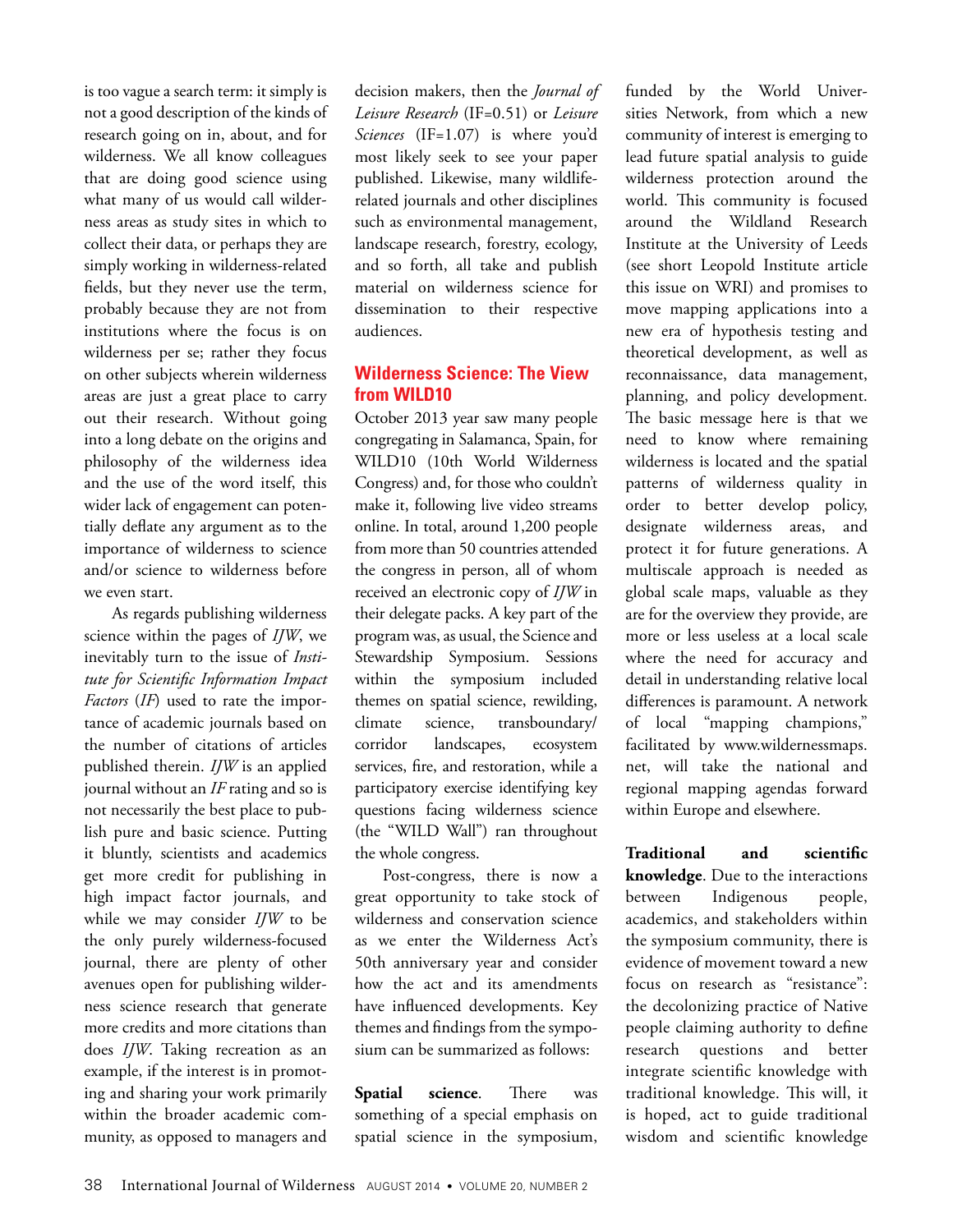is too vague a search term: it simply is not a good description of the kinds of research going on in, about, and for wilderness. We all know colleagues that are doing good science using what many of us would call wilderness areas as study sites in which to collect their data, or perhaps they are simply working in wilderness-related fields, but they never use the term, probably because they are not from institutions where the focus is on wilderness per se; rather they focus on other subjects wherein wilderness areas are just a great place to carry out their research. Without going into a long debate on the origins and philosophy of the wilderness idea and the use of the word itself, this wider lack of engagement can potentially deflate any argument as to the importance of wilderness to science and/or science to wilderness before we even start.

As regards publishing wilderness science within the pages of *IJW*, we inevitably turn to the issue of *Institute for Scientific Information Impact Factors* (*IF*) used to rate the importance of academic journals based on the number of citations of articles published therein. *IJW* is an applied journal without an *IF* rating and so is not necessarily the best place to publish pure and basic science. Putting it bluntly, scientists and academics get more credit for publishing in high impact factor journals, and while we may consider *IJW* to be the only purely wilderness-focused journal, there are plenty of other avenues open for publishing wilderness science research that generate more credits and more citations than does *IJW*. Taking recreation as an example, if the interest is in promoting and sharing your work primarily within the broader academic community, as opposed to managers and decision makers, then the *Journal of Leisure Research* (IF=0.51) or *Leisure Sciences* (IF=1.07) is where you'd most likely seek to see your paper published. Likewise, many wildlife-related journals and other disciplines such as environmental management, landscape research, forestry, ecology, and so forth, all take and publish material on wilderness science for dissemination to their respective audiences.

## Wilderness Science: The View from WILD10

October 2013 year saw many people congregating in Salamanca, Spain, for WILD10 (10th World Wilderness Congress) and, for those who couldn't make it, following live video streams online. In total, around 1,200 people from more than 50 countries attended the congress in person, all of whom received an electronic copy of *IJW* in their delegate packs. A key part of the program was, as usual, the Science and Stewardship Symposium. Sessions within the symposium included themes on spatial science, rewilding, climate science, transboundary/corridor landscapes, ecosystem services, fire, and restoration, while a participatory exercise identifying key questions facing wilderness science (the "WILD Wall") ran throughout the whole congress.

Post-congress, there is now a great opportunity to take stock of wilderness and conservation science as we enter the Wilderness Act's 50th anniversary year and consider how the act and its amendments have influenced developments. Key themes and findings from the symposium can be summarized as follows:

**Spatial science**. There was something of a special emphasis on spatial science in the symposium, funded by the World Universities Network, from which a new community of interest is emerging to lead future spatial analysis to guide wilderness protection around the world. This community is focused around the Wildland Research Institute at the University of Leeds (see short Leopold Institute article this issue on WRI) and promises to move mapping applications into a new era of hypothesis testing and theoretical development, as well as reconnaissance, data management, planning, and policy development. The basic message here is that we need to know where remaining wilderness is located and the spatial patterns of wilderness quality in order to better develop policy, designate wilderness areas, and protect it for future generations. A multiscale approach is needed as global scale maps, valuable as they are for the overview they provide, are more or less useless at a local scale where the need for accuracy and detail in understanding relative local differences is paramount. A network of local "mapping champions," facilitated by www.wildernessmaps.net, will take the national and regional mapping agendas forward within Europe and elsewhere.

**Traditional and scientific knowledge**. Due to the interactions between Indigenous people, academics, and stakeholders within the symposium community, there is evidence of movement toward a new focus on research as "resistance": the decolonizing practice of Native people claiming authority to define research questions and better integrate scientific knowledge with traditional knowledge. This will, it is hoped, act to guide traditional wisdom and scientific knowledge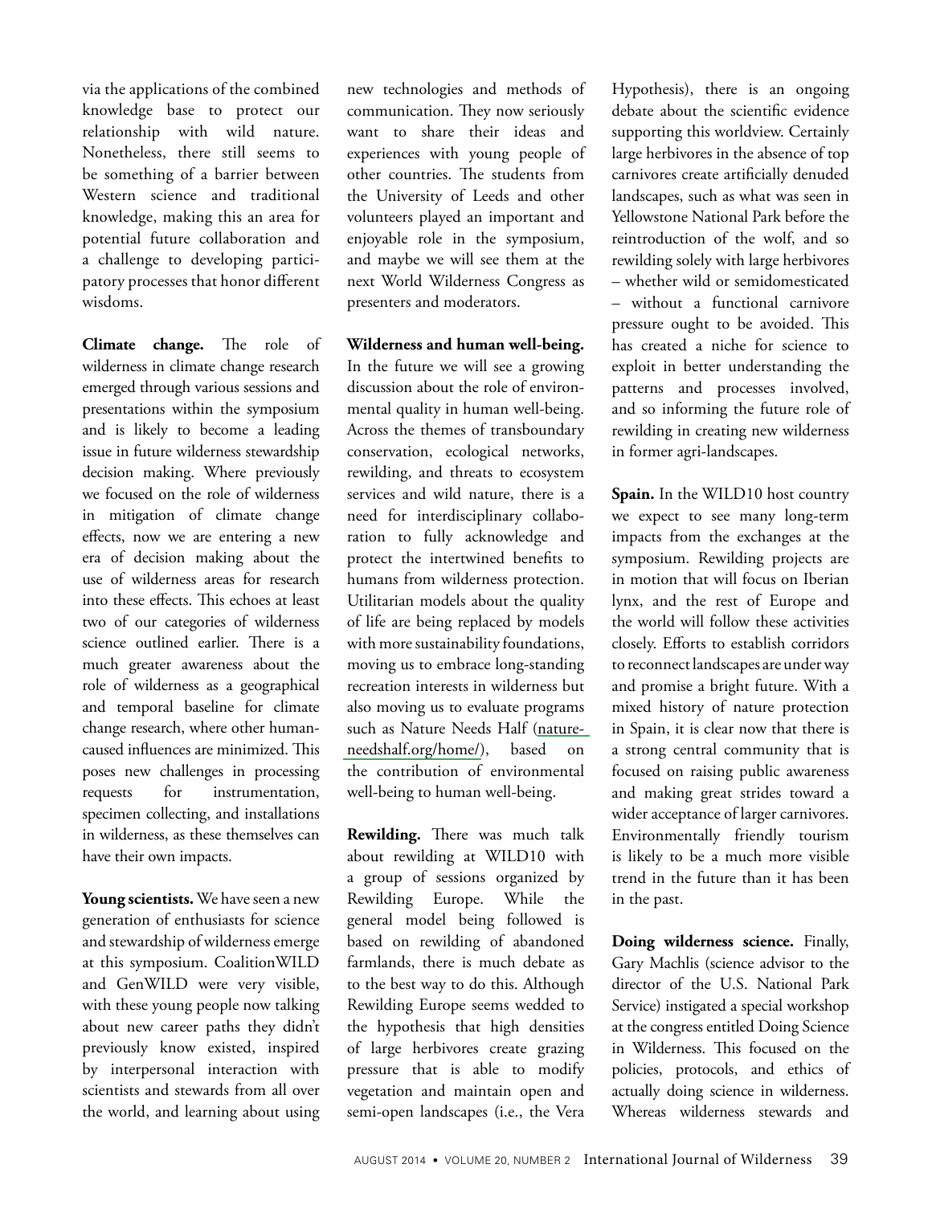via the applications of the combined knowledge base to protect our relationship with wild nature. Nonetheless, there still seems to be something of a barrier between Western science and traditional knowledge, making this an area for potential future collaboration and a challenge to developing participatory processes that honor different wisdoms.

**Climate change.** The role of wilderness in climate change research emerged through various sessions and presentations within the symposium and is likely to become a leading issue in future wilderness stewardship decision making. Where previously we focused on the role of wilderness in mitigation of climate change effects, now we are entering a new era of decision making about the use of wilderness areas for research into these effects. This echoes at least two of our categories of wilderness science outlined earlier. There is a much greater awareness about the role of wilderness as a geographical and temporal baseline for climate change research, where other human-caused influences are minimized. This poses new challenges in processing requests for instrumentation, specimen collecting, and installations in wilderness, as these themselves can have their own impacts.

**Young scientists.** We have seen a new generation of enthusiasts for science and stewardship of wilderness emerge at this symposium. CoalitionWILD and GenWILD were very visible, with these young people now talking about new career paths they didn't previously know existed, inspired by interpersonal interaction with scientists and stewards from all over the world, and learning about using new technologies and methods of communication. They now seriously want to share their ideas and experiences with young people of other countries. The students from the University of Leeds and other volunteers played an important and enjoyable role in the symposium, and maybe we will see them at the next World Wilderness Congress as presenters and moderators.

**Wilderness and human well-being.** In the future we will see a growing discussion about the role of environmental quality in human well-being. Across the themes of transboundary conservation, ecological networks, rewilding, and threats to ecosystem services and wild nature, there is a need for interdisciplinary collaboration to fully acknowledge and protect the intertwined benefits to humans from wilderness protection. Utilitarian models about the quality of life are being replaced by models with more sustainability foundations, moving us to embrace long-standing recreation interests in wilderness but also moving us to evaluate programs such as Nature Needs Half (natureneedshalf.org/home/), based on the contribution of environmental well-being to human well-being.

**Rewilding.** There was much talk about rewilding at WILD10 with a group of sessions organized by Rewilding Europe. While the general model being followed is based on rewilding of abandoned farmlands, there is much debate as to the best way to do this. Although Rewilding Europe seems wedded to the hypothesis that high densities of large herbivores create grazing pressure that is able to modify vegetation and maintain open and semi-open landscapes (i.e., the Vera Hypothesis), there is an ongoing debate about the scientific evidence supporting this worldview. Certainly large herbivores in the absence of top carnivores create artificially denuded landscapes, such as what was seen in Yellowstone National Park before the reintroduction of the wolf, and so rewilding solely with large herbivores – whether wild or semidomesticated – without a functional carnivore pressure ought to be avoided. This has created a niche for science to exploit in better understanding the patterns and processes involved, and so informing the future role of rewilding in creating new wilderness in former agri-landscapes.

**Spain.** In the WILD10 host country we expect to see many long-term impacts from the exchanges at the symposium. Rewilding projects are in motion that will focus on Iberian lynx, and the rest of Europe and the world will follow these activities closely. Efforts to establish corridors to reconnect landscapes are under way and promise a bright future. With a mixed history of nature protection in Spain, it is clear now that there is a strong central community that is focused on raising public awareness and making great strides toward a wider acceptance of larger carnivores. Environmentally friendly tourism is likely to be a much more visible trend in the future than it has been in the past.

**Doing wilderness science.** Finally, Gary Machlis (science advisor to the director of the U.S. National Park Service) instigated a special workshop at the congress entitled Doing Science in Wilderness. This focused on the policies, protocols, and ethics of actually doing science in wilderness. Whereas wilderness stewards and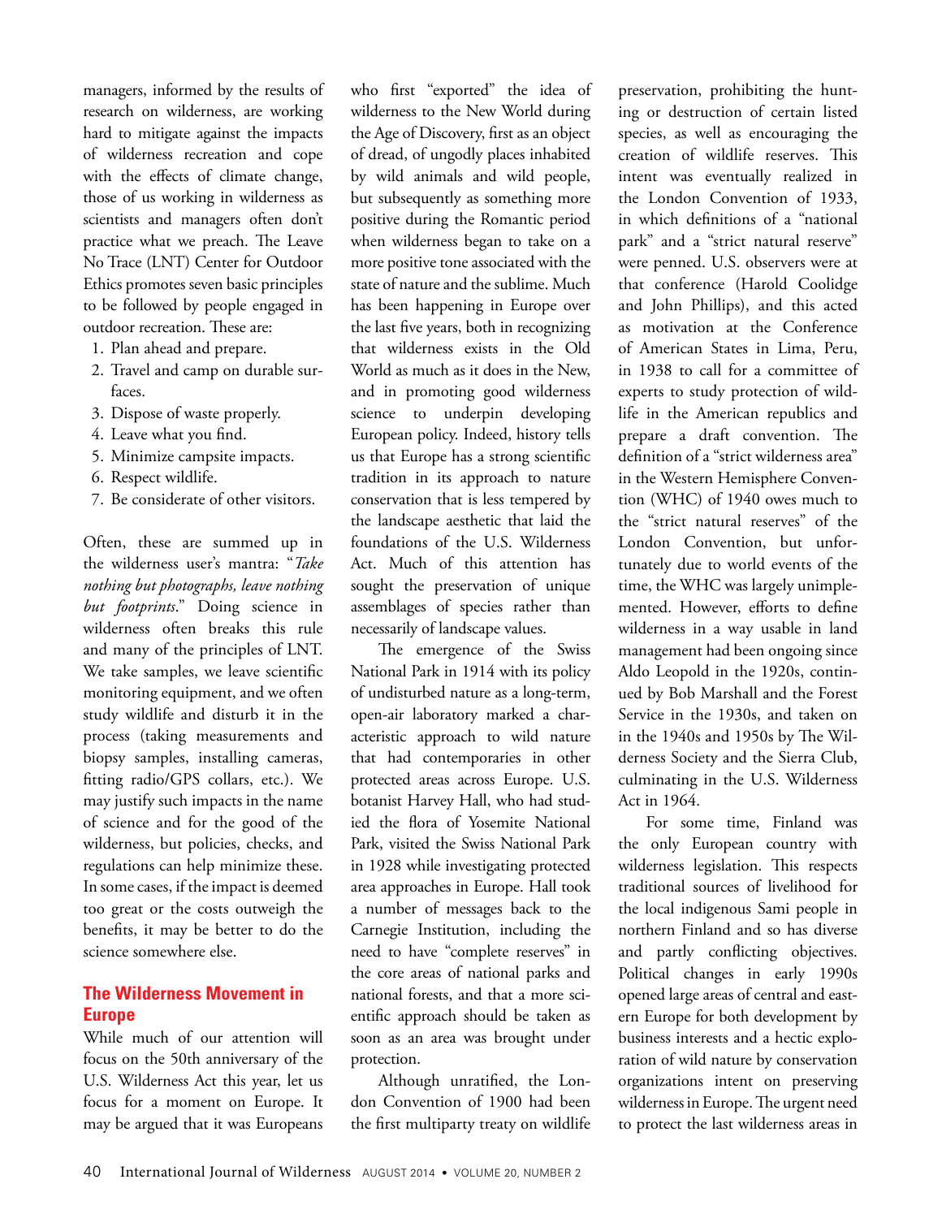managers, informed by the results of research on wilderness, are working hard to mitigate against the impacts of wilderness recreation and cope with the effects of climate change, those of us working in wilderness as scientists and managers often don't practice what we preach. The Leave No Trace (LNT) Center for Outdoor Ethics promotes seven basic principles to be followed by people engaged in outdoor recreation. These are:

1. Plan ahead and prepare.
2. Travel and camp on durable surfaces.
3. Dispose of waste properly.
4. Leave what you find.
5. Minimize campsite impacts.
6. Respect wildlife.
7. Be considerate of other visitors.

Often, these are summed up in the wilderness user's mantra: "*Take nothing but photographs, leave nothing but footprints*." Doing science in wilderness often breaks this rule and many of the principles of LNT. We take samples, we leave scientific monitoring equipment, and we often study wildlife and disturb it in the process (taking measurements and biopsy samples, installing cameras, fitting radio/GPS collars, etc.). We may justify such impacts in the name of science and for the good of the wilderness, but policies, checks, and regulations can help minimize these. In some cases, if the impact is deemed too great or the costs outweigh the benefits, it may be better to do the science somewhere else.

## The Wilderness Movement in Europe

While much of our attention will focus on the 50th anniversary of the U.S. Wilderness Act this year, let us focus for a moment on Europe. It may be argued that it was Europeans who first "exported" the idea of wilderness to the New World during the Age of Discovery, first as an object of dread, of ungodly places inhabited by wild animals and wild people, but subsequently as something more positive during the Romantic period when wilderness began to take on a more positive tone associated with the state of nature and the sublime. Much has been happening in Europe over the last five years, both in recognizing that wilderness exists in the Old World as much as it does in the New, and in promoting good wilderness science to underpin developing European policy. Indeed, history tells us that Europe has a strong scientific tradition in its approach to nature conservation that is less tempered by the landscape aesthetic that laid the foundations of the U.S. Wilderness Act. Much of this attention has sought the preservation of unique assemblages of species rather than necessarily of landscape values.

The emergence of the Swiss National Park in 1914 with its policy of undisturbed nature as a long-term, open-air laboratory marked a characteristic approach to wild nature that had contemporaries in other protected areas across Europe. U.S. botanist Harvey Hall, who had studied the flora of Yosemite National Park, visited the Swiss National Park in 1928 while investigating protected area approaches in Europe. Hall took a number of messages back to the Carnegie Institution, including the need to have "complete reserves" in the core areas of national parks and national forests, and that a more scientific approach should be taken as soon as an area was brought under protection.

Although unratified, the London Convention of 1900 had been the first multiparty treaty on wildlife preservation, prohibiting the hunting or destruction of certain listed species, as well as encouraging the creation of wildlife reserves. This intent was eventually realized in the London Convention of 1933, in which definitions of a "national park" and a "strict natural reserve" were penned. U.S. observers were at that conference (Harold Coolidge and John Phillips), and this acted as motivation at the Conference of American States in Lima, Peru, in 1938 to call for a committee of experts to study protection of wildlife in the American republics and prepare a draft convention. The definition of a "strict wilderness area" in the Western Hemisphere Convention (WHC) of 1940 owes much to the "strict natural reserves" of the London Convention, but unfortunately due to world events of the time, the WHC was largely unimplemented. However, efforts to define wilderness in a way usable in land management had been ongoing since Aldo Leopold in the 1920s, continued by Bob Marshall and the Forest Service in the 1930s, and taken on in the 1940s and 1950s by The Wilderness Society and the Sierra Club, culminating in the U.S. Wilderness Act in 1964.

For some time, Finland was the only European country with wilderness legislation. This respects traditional sources of livelihood for the local indigenous Sami people in northern Finland and so has diverse and partly conflicting objectives. Political changes in early 1990s opened large areas of central and eastern Europe for both development by business interests and a hectic exploration of wild nature by conservation organizations intent on preserving wilderness in Europe. The urgent need to protect the last wilderness areas in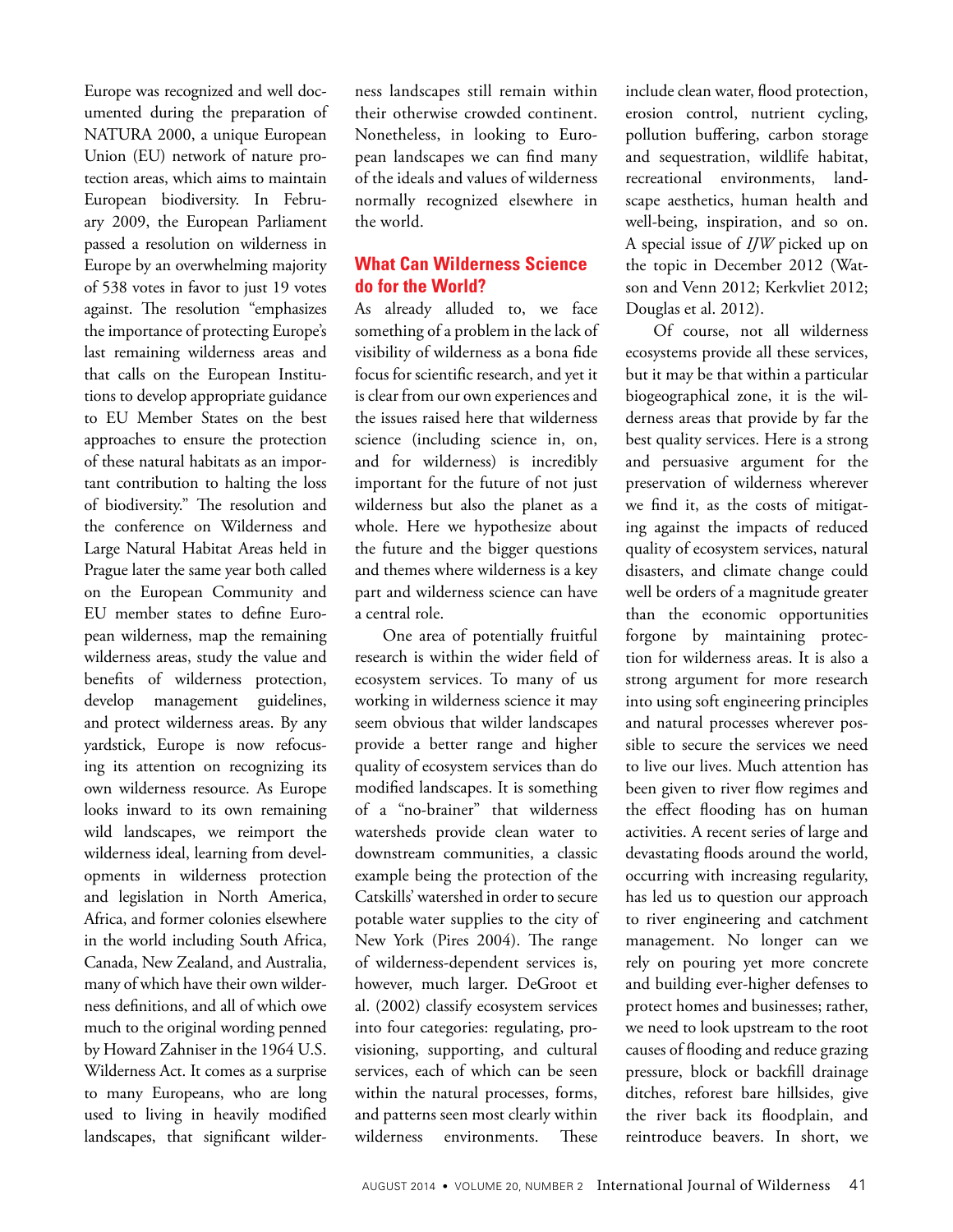Europe was recognized and well documented during the preparation of NATURA 2000, a unique European Union (EU) network of nature protection areas, which aims to maintain European biodiversity. In February 2009, the European Parliament passed a resolution on wilderness in Europe by an overwhelming majority of 538 votes in favor to just 19 votes against. The resolution "emphasizes the importance of protecting Europe's last remaining wilderness areas and that calls on the European Institutions to develop appropriate guidance to EU Member States on the best approaches to ensure the protection of these natural habitats as an important contribution to halting the loss of biodiversity." The resolution and the conference on Wilderness and Large Natural Habitat Areas held in Prague later the same year both called on the European Community and EU member states to define European wilderness, map the remaining wilderness areas, study the value and benefits of wilderness protection, develop management guidelines, and protect wilderness areas. By any yardstick, Europe is now refocusing its attention on recognizing its own wilderness resource. As Europe looks inward to its own remaining wild landscapes, we reimport the wilderness ideal, learning from developments in wilderness protection and legislation in North America, Africa, and former colonies elsewhere in the world including South Africa, Canada, New Zealand, and Australia, many of which have their own wilderness definitions, and all of which owe much to the original wording penned by Howard Zahniser in the 1964 U.S. Wilderness Act. It comes as a surprise to many Europeans, who are long used to living in heavily modified landscapes, that significant wilderness landscapes still remain within their otherwise crowded continent. Nonetheless, in looking to European landscapes we can find many of the ideals and values of wilderness normally recognized elsewhere in the world.

## What Can Wilderness Science do for the World?

As already alluded to, we face something of a problem in the lack of visibility of wilderness as a bona fide focus for scientific research, and yet it is clear from our own experiences and the issues raised here that wilderness science (including science in, on, and for wilderness) is incredibly important for the future of not just wilderness but also the planet as a whole. Here we hypothesize about the future and the bigger questions and themes where wilderness is a key part and wilderness science can have a central role.

One area of potentially fruitful research is within the wider field of ecosystem services. To many of us working in wilderness science it may seem obvious that wilder landscapes provide a better range and higher quality of ecosystem services than do modified landscapes. It is something of a "no-brainer" that wilderness watersheds provide clean water to downstream communities, a classic example being the protection of the Catskills' watershed in order to secure potable water supplies to the city of New York (Pires 2004). The range of wilderness-dependent services is, however, much larger. DeGroot et al. (2002) classify ecosystem services into four categories: regulating, provisioning, supporting, and cultural services, each of which can be seen within the natural processes, forms, and patterns seen most clearly within wilderness environments. These include clean water, flood protection, erosion control, nutrient cycling, pollution buffering, carbon storage and sequestration, wildlife habitat, recreational environments, landscape aesthetics, human health and well-being, inspiration, and so on. A special issue of *IJW* picked up on the topic in December 2012 (Watson and Venn 2012; Kerkvliet 2012; Douglas et al. 2012).

Of course, not all wilderness ecosystems provide all these services, but it may be that within a particular biogeographical zone, it is the wilderness areas that provide by far the best quality services. Here is a strong and persuasive argument for the preservation of wilderness wherever we find it, as the costs of mitigating against the impacts of reduced quality of ecosystem services, natural disasters, and climate change could well be orders of a magnitude greater than the economic opportunities forgone by maintaining protection for wilderness areas. It is also a strong argument for more research into using soft engineering principles and natural processes wherever possible to secure the services we need to live our lives. Much attention has been given to river flow regimes and the effect flooding has on human activities. A recent series of large and devastating floods around the world, occurring with increasing regularity, has led us to question our approach to river engineering and catchment management. No longer can we rely on pouring yet more concrete and building ever-higher defenses to protect homes and businesses; rather, we need to look upstream to the root causes of flooding and reduce grazing pressure, block or backfill drainage ditches, reforest bare hillsides, give the river back its floodplain, and reintroduce beavers. In short, we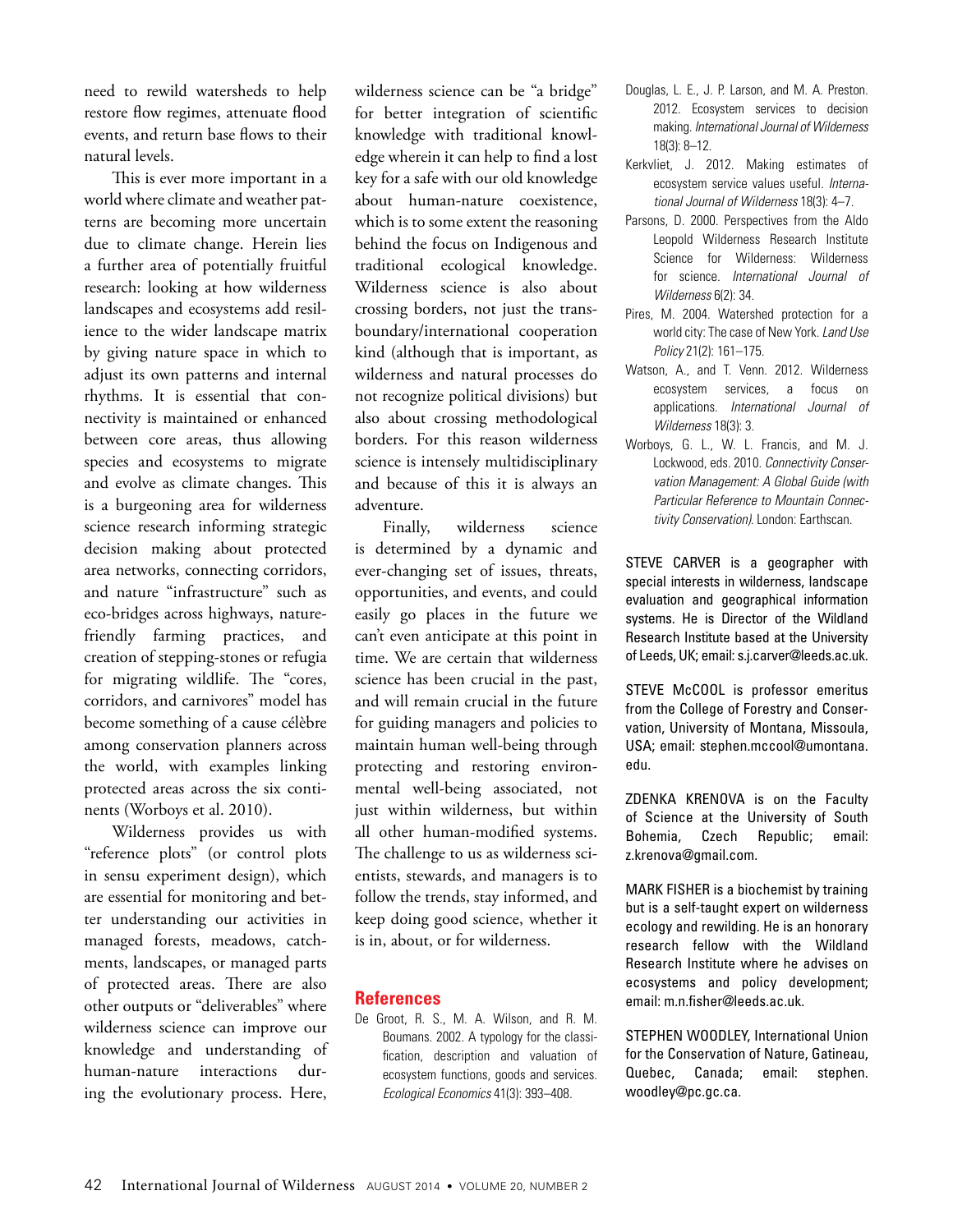need to rewild watersheds to help restore flow regimes, attenuate flood events, and return base flows to their natural levels.

This is ever more important in a world where climate and weather patterns are becoming more uncertain due to climate change. Herein lies a further area of potentially fruitful research: looking at how wilderness landscapes and ecosystems add resilience to the wider landscape matrix by giving nature space in which to adjust its own patterns and internal rhythms. It is essential that connectivity is maintained or enhanced between core areas, thus allowing species and ecosystems to migrate and evolve as climate changes. This is a burgeoning area for wilderness science research informing strategic decision making about protected area networks, connecting corridors, and nature "infrastructure" such as eco-bridges across highways, nature-friendly farming practices, and creation of stepping-stones or refugia for migrating wildlife. The "cores, corridors, and carnivores" model has become something of a cause célèbre among conservation planners across the world, with examples linking protected areas across the six continents (Worboys et al. 2010).

Wilderness provides us with "reference plots" (or control plots in sensu experiment design), which are essential for monitoring and better understanding our activities in managed forests, meadows, catchments, landscapes, or managed parts of protected areas. There are also other outputs or "deliverables" where wilderness science can improve our knowledge and understanding of human-nature interactions during the evolutionary process. Here, wilderness science can be "a bridge" for better integration of scientific knowledge with traditional knowledge wherein it can help to find a lost key for a safe with our old knowledge about human-nature coexistence, which is to some extent the reasoning behind the focus on Indigenous and traditional ecological knowledge. Wilderness science is also about crossing borders, not just the transboundary/international cooperation kind (although that is important, as wilderness and natural processes do not recognize political divisions) but also about crossing methodological borders. For this reason wilderness science is intensely multidisciplinary and because of this it is always an adventure.

Finally, wilderness science is determined by a dynamic and ever-changing set of issues, threats, opportunities, and events, and could easily go places in the future we can't even anticipate at this point in time. We are certain that wilderness science has been crucial in the past, and will remain crucial in the future for guiding managers and policies to maintain human well-being through protecting and restoring environmental well-being associated, not just within wilderness, but within all other human-modified systems. The challenge to us as wilderness scientists, stewards, and managers is to follow the trends, stay informed, and keep doing good science, whether it is in, about, or for wilderness.

## References

De Groot, R. S., M. A. Wilson, and R. M. Boumans. 2002. A typology for the classification, description and valuation of ecosystem functions, goods and services. *Ecological Economics* 41(3): 393–408.

Douglas, L. E., J. P. Larson, and M. A. Preston. 2012. Ecosystem services to decision making. *International Journal of Wilderness* 18(3): 8–12.

Kerkvliet, J. 2012. Making estimates of ecosystem service values useful. *International Journal of Wilderness* 18(3): 4–7.

Parsons, D. 2000. Perspectives from the Aldo Leopold Wilderness Research Institute Science for Wilderness: Wilderness for science. *International Journal of Wilderness* 6(2): 34.

Pires, M. 2004. Watershed protection for a world city: The case of New York. *Land Use Policy* 21(2): 161–175.

Watson, A., and T. Venn. 2012. Wilderness ecosystem services, a focus on applications. *International Journal of Wilderness* 18(3): 3.

Worboys, G. L., W. L. Francis, and M. J. Lockwood, eds. 2010. *Connectivity Conservation Management: A Global Guide (with Particular Reference to Mountain Connectivity Conservation)*. London: Earthscan.

STEVE CARVER is a geographer with special interests in wilderness, landscape evaluation and geographical information systems. He is Director of the Wildland Research Institute based at the University of Leeds, UK; email: s.j.carver@leeds.ac.uk.

STEVE McCOOL is professor emeritus from the College of Forestry and Conservation, University of Montana, Missoula, USA; email: stephen.mccool@umontana.edu.

ZDENKA KRENOVA is on the Faculty of Science at the University of South Bohemia, Czech Republic; email: z.krenova@gmail.com.

MARK FISHER is a biochemist by training but is a self-taught expert on wilderness ecology and rewilding. He is an honorary research fellow with the Wildland Research Institute where he advises on ecosystems and policy development; email: m.n.fisher@leeds.ac.uk.

STEPHEN WOODLEY, International Union for the Conservation of Nature, Gatineau, Quebec, Canada; email: stephen.woodley@pc.gc.ca.